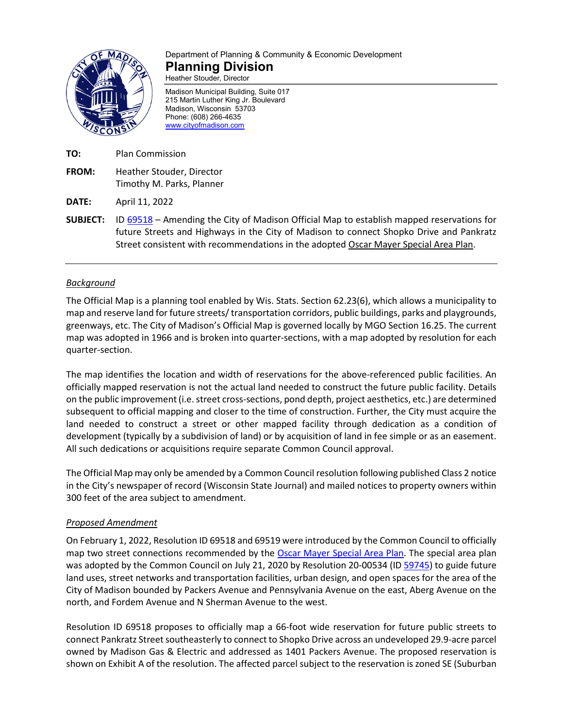Department of Planning & Community & Economic Development

# Planning Division

Heather Stouder, Director

Madison Municipal Building, Suite 017
215 Martin Luther King Jr. Boulevard
Madison, Wisconsin 53703
Phone: (608) 266-4635
www.cityofmadison.com

**TO:** Plan Commission

**FROM:** Heather Stouder, Director
Timothy M. Parks, Planner

**DATE:** April 11, 2022

**SUBJECT:** ID 69518 – Amending the City of Madison Official Map to establish mapped reservations for future Streets and Highways in the City of Madison to connect Shopko Drive and Pankratz Street consistent with recommendations in the adopted Oscar Mayer Special Area Plan.

---

*Background*

The Official Map is a planning tool enabled by Wis. Stats. Section 62.23(6), which allows a municipality to map and reserve land for future streets/ transportation corridors, public buildings, parks and playgrounds, greenways, etc. The City of Madison's Official Map is governed locally by MGO Section 16.25. The current map was adopted in 1966 and is broken into quarter-sections, with a map adopted by resolution for each quarter-section.

The map identifies the location and width of reservations for the above-referenced public facilities. An officially mapped reservation is not the actual land needed to construct the future public facility. Details on the public improvement (i.e. street cross-sections, pond depth, project aesthetics, etc.) are determined subsequent to official mapping and closer to the time of construction. Further, the City must acquire the land needed to construct a street or other mapped facility through dedication as a condition of development (typically by a subdivision of land) or by acquisition of land in fee simple or as an easement. All such dedications or acquisitions require separate Common Council approval.

The Official Map may only be amended by a Common Council resolution following published Class 2 notice in the City's newspaper of record (Wisconsin State Journal) and mailed notices to property owners within 300 feet of the area subject to amendment.

*Proposed Amendment*

On February 1, 2022, Resolution ID 69518 and 69519 were introduced by the Common Council to officially map two street connections recommended by the Oscar Mayer Special Area Plan. The special area plan was adopted by the Common Council on July 21, 2020 by Resolution 20-00534 (ID 59745) to guide future land uses, street networks and transportation facilities, urban design, and open spaces for the area of the City of Madison bounded by Packers Avenue and Pennsylvania Avenue on the east, Aberg Avenue on the north, and Fordem Avenue and N Sherman Avenue to the west.

Resolution ID 69518 proposes to officially map a 66-foot wide reservation for future public streets to connect Pankratz Street southeasterly to connect to Shopko Drive across an undeveloped 29.9-acre parcel owned by Madison Gas & Electric and addressed as 1401 Packers Avenue. The proposed reservation is shown on Exhibit A of the resolution. The affected parcel subject to the reservation is zoned SE (Suburban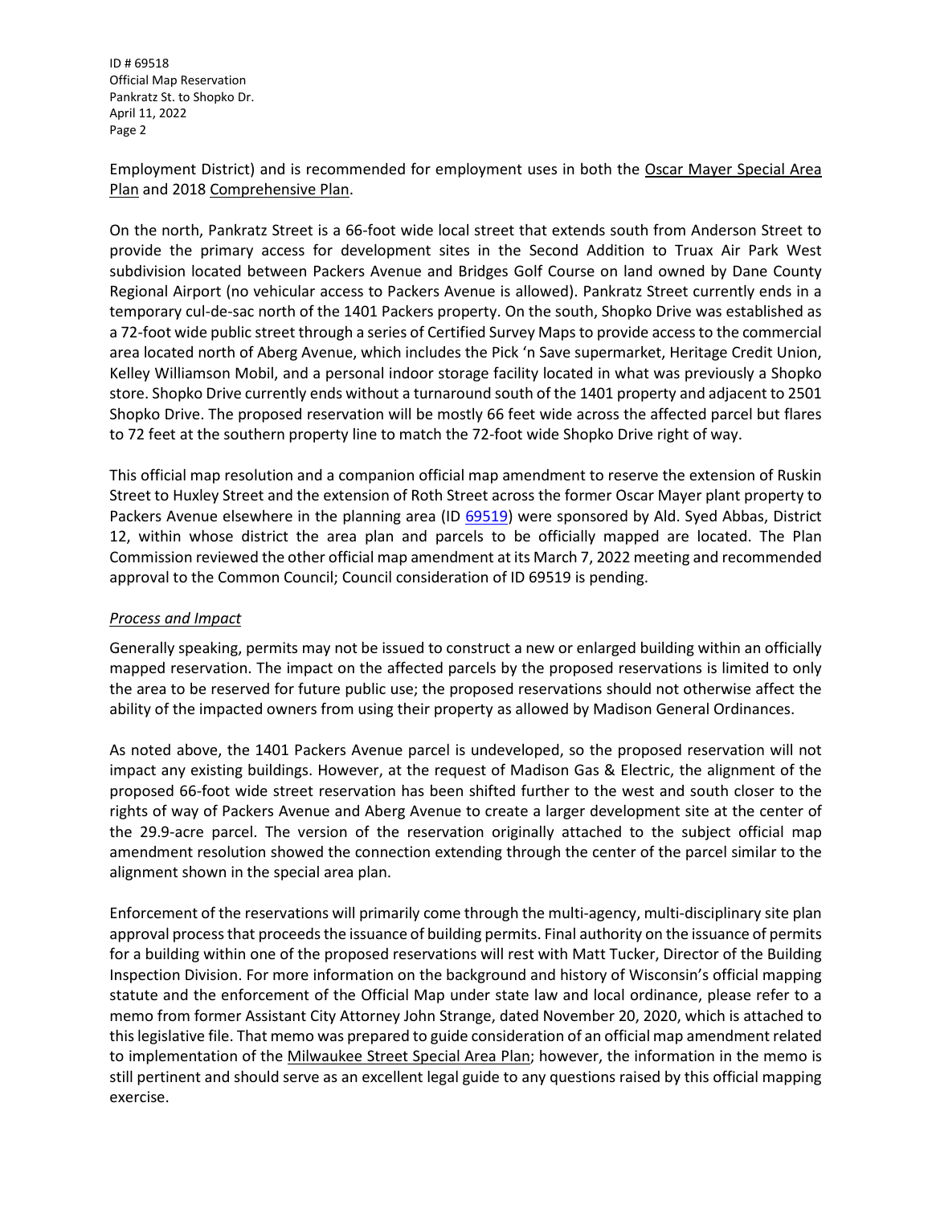Employment District) and is recommended for employment uses in both the Oscar Mayer Special Area Plan and 2018 Comprehensive Plan.

On the north, Pankratz Street is a 66-foot wide local street that extends south from Anderson Street to provide the primary access for development sites in the Second Addition to Truax Air Park West subdivision located between Packers Avenue and Bridges Golf Course on land owned by Dane County Regional Airport (no vehicular access to Packers Avenue is allowed). Pankratz Street currently ends in a temporary cul-de-sac north of the 1401 Packers property. On the south, Shopko Drive was established as a 72-foot wide public street through a series of Certified Survey Maps to provide access to the commercial area located north of Aberg Avenue, which includes the Pick 'n Save supermarket, Heritage Credit Union, Kelley Williamson Mobil, and a personal indoor storage facility located in what was previously a Shopko store. Shopko Drive currently ends without a turnaround south of the 1401 property and adjacent to 2501 Shopko Drive. The proposed reservation will be mostly 66 feet wide across the affected parcel but flares to 72 feet at the southern property line to match the 72-foot wide Shopko Drive right of way.

This official map resolution and a companion official map amendment to reserve the extension of Ruskin Street to Huxley Street and the extension of Roth Street across the former Oscar Mayer plant property to Packers Avenue elsewhere in the planning area (ID 69519) were sponsored by Ald. Syed Abbas, District 12, within whose district the area plan and parcels to be officially mapped are located. The Plan Commission reviewed the other official map amendment at its March 7, 2022 meeting and recommended approval to the Common Council; Council consideration of ID 69519 is pending.

### *Process and Impact*

Generally speaking, permits may not be issued to construct a new or enlarged building within an officially mapped reservation. The impact on the affected parcels by the proposed reservations is limited to only the area to be reserved for future public use; the proposed reservations should not otherwise affect the ability of the impacted owners from using their property as allowed by Madison General Ordinances.

As noted above, the 1401 Packers Avenue parcel is undeveloped, so the proposed reservation will not impact any existing buildings. However, at the request of Madison Gas & Electric, the alignment of the proposed 66-foot wide street reservation has been shifted further to the west and south closer to the rights of way of Packers Avenue and Aberg Avenue to create a larger development site at the center of the 29.9-acre parcel. The version of the reservation originally attached to the subject official map amendment resolution showed the connection extending through the center of the parcel similar to the alignment shown in the special area plan.

Enforcement of the reservations will primarily come through the multi-agency, multi-disciplinary site plan approval process that proceeds the issuance of building permits. Final authority on the issuance of permits for a building within one of the proposed reservations will rest with Matt Tucker, Director of the Building Inspection Division. For more information on the background and history of Wisconsin's official mapping statute and the enforcement of the Official Map under state law and local ordinance, please refer to a memo from former Assistant City Attorney John Strange, dated November 20, 2020, which is attached to this legislative file. That memo was prepared to guide consideration of an official map amendment related to implementation of the Milwaukee Street Special Area Plan; however, the information in the memo is still pertinent and should serve as an excellent legal guide to any questions raised by this official mapping exercise.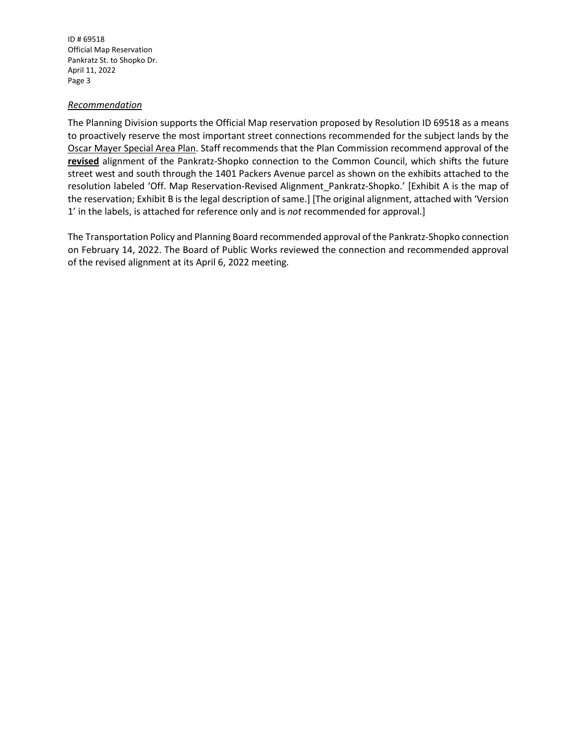*<u>Recommendation</u>*

The Planning Division supports the Official Map reservation proposed by Resolution ID 69518 as a means to proactively reserve the most important street connections recommended for the subject lands by the <u>Oscar Mayer Special Area Plan</u>. Staff recommends that the Plan Commission recommend approval of the **<u>revised</u>** alignment of the Pankratz-Shopko connection to the Common Council, which shifts the future street west and south through the 1401 Packers Avenue parcel as shown on the exhibits attached to the resolution labeled 'Off. Map Reservation-Revised Alignment_Pankratz-Shopko.' [Exhibit A is the map of the reservation; Exhibit B is the legal description of same.] [The original alignment, attached with 'Version 1' in the labels, is attached for reference only and is *not* recommended for approval.]

The Transportation Policy and Planning Board recommended approval of the Pankratz-Shopko connection on February 14, 2022. The Board of Public Works reviewed the connection and recommended approval of the revised alignment at its April 6, 2022 meeting.